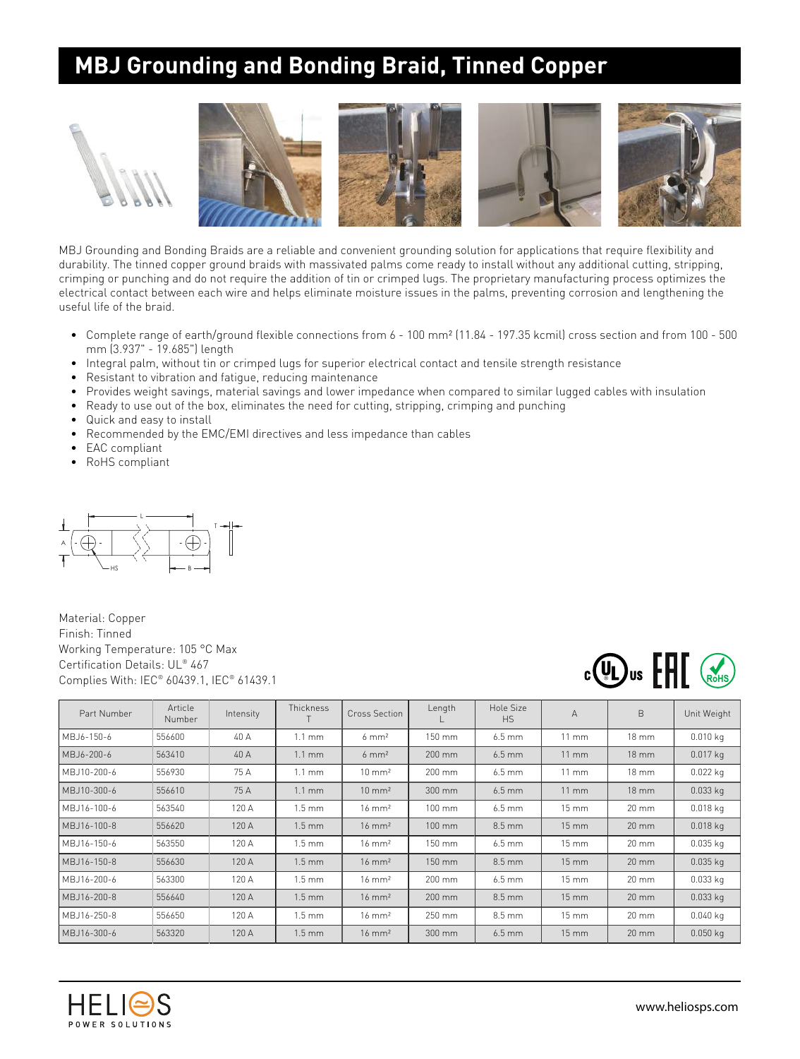# MBJ Grounding and Bonding Braid, Tinned Copper

MBJ Grounding and Bonding Braids are a reliable and convenient grounding solution for applications that require flexibility and durability. The tinned copper ground braids with massivated palms come ready to install without any additional cutting, stripping, crimping or punching and do not require the addition of tin or crimped lugs. The proprietary manufacturing process optimizes the electrical contact between each wire and helps eliminate moisture issues in the palms, preventing corrosion and lengthening the useful life of the braid.

- Complete range of earth/ground flexible connections from 6 - 100 mm² (11.84 - 197.35 kcmil) cross section and from 100 - 500 mm (3.937" - 19.685") length
- Integral palm, without tin or crimped lugs for superior electrical contact and tensile strength resistance
- Resistant to vibration and fatigue, reducing maintenance
- Provides weight savings, material savings and lower impedance when compared to similar lugged cables with insulation
- Ready to use out of the box, eliminates the need for cutting, stripping, crimping and punching
- Quick and easy to install
- Recommended by the EMC/EMI directives and less impedance than cables
- EAC compliant
- RoHS compliant

Material: Copper
Finish: Tinned
Working Temperature: 105 °C Max
Certification Details: UL® 467
Complies With: IEC® 60439.1, IEC® 61439.1

| Part Number | Article Number | Intensity | Thickness T | Cross Section | Length L | Hole Size HS | A | B | Unit Weight |
|---|---|---|---|---|---|---|---|---|---|
| MBJ6-150-6 | 556600 | 40 A | 1.1 mm | 6 mm² | 150 mm | 6.5 mm | 11 mm | 18 mm | 0.010 kg |
| MBJ6-200-6 | 563410 | 40 A | 1.1 mm | 6 mm² | 200 mm | 6.5 mm | 11 mm | 18 mm | 0.017 kg |
| MBJ10-200-6 | 556930 | 75 A | 1.1 mm | 10 mm² | 200 mm | 6.5 mm | 11 mm | 18 mm | 0.022 kg |
| MBJ10-300-6 | 556610 | 75 A | 1.1 mm | 10 mm² | 300 mm | 6.5 mm | 11 mm | 18 mm | 0.033 kg |
| MBJ16-100-6 | 563540 | 120 A | 1.5 mm | 16 mm² | 100 mm | 6.5 mm | 15 mm | 20 mm | 0.018 kg |
| MBJ16-100-8 | 556620 | 120 A | 1.5 mm | 16 mm² | 100 mm | 8.5 mm | 15 mm | 20 mm | 0.018 kg |
| MBJ16-150-6 | 563550 | 120 A | 1.5 mm | 16 mm² | 150 mm | 6.5 mm | 15 mm | 20 mm | 0.035 kg |
| MBJ16-150-8 | 556630 | 120 A | 1.5 mm | 16 mm² | 150 mm | 8.5 mm | 15 mm | 20 mm | 0.035 kg |
| MBJ16-200-6 | 563300 | 120 A | 1.5 mm | 16 mm² | 200 mm | 6.5 mm | 15 mm | 20 mm | 0.033 kg |
| MBJ16-200-8 | 556640 | 120 A | 1.5 mm | 16 mm² | 200 mm | 8.5 mm | 15 mm | 20 mm | 0.033 kg |
| MBJ16-250-8 | 556650 | 120 A | 1.5 mm | 16 mm² | 250 mm | 8.5 mm | 15 mm | 20 mm | 0.040 kg |
| MBJ16-300-6 | 563320 | 120 A | 1.5 mm | 16 mm² | 300 mm | 6.5 mm | 15 mm | 20 mm | 0.050 kg |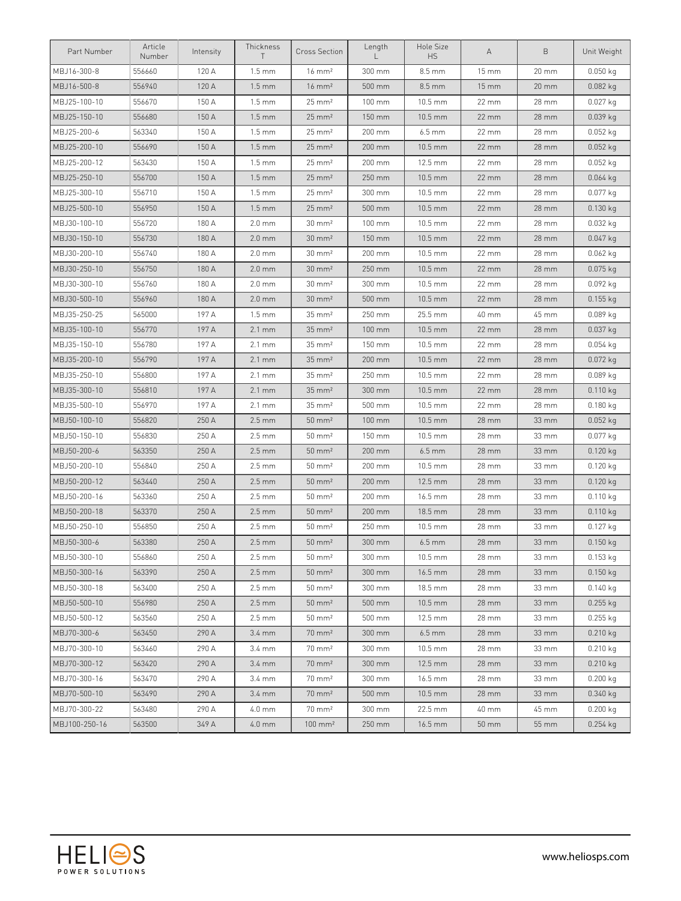| Part Number | Article Number | Intensity | Thickness T | Cross Section | Length L | Hole Size HS | A | B | Unit Weight |
|---|---|---|---|---|---|---|---|---|---|
| MBJ16-300-8 | 556660 | 120 A | 1.5 mm | 16 mm² | 300 mm | 8.5 mm | 15 mm | 20 mm | 0.050 kg |
| MBJ16-500-8 | 556940 | 120 A | 1.5 mm | 16 mm² | 500 mm | 8.5 mm | 15 mm | 20 mm | 0.082 kg |
| MBJ25-100-10 | 556670 | 150 A | 1.5 mm | 25 mm² | 100 mm | 10.5 mm | 22 mm | 28 mm | 0.027 kg |
| MBJ25-150-10 | 556680 | 150 A | 1.5 mm | 25 mm² | 150 mm | 10.5 mm | 22 mm | 28 mm | 0.039 kg |
| MBJ25-200-6 | 563340 | 150 A | 1.5 mm | 25 mm² | 200 mm | 6.5 mm | 22 mm | 28 mm | 0.052 kg |
| MBJ25-200-10 | 556690 | 150 A | 1.5 mm | 25 mm² | 200 mm | 10.5 mm | 22 mm | 28 mm | 0.052 kg |
| MBJ25-200-12 | 563430 | 150 A | 1.5 mm | 25 mm² | 200 mm | 12.5 mm | 22 mm | 28 mm | 0.052 kg |
| MBJ25-250-10 | 556700 | 150 A | 1.5 mm | 25 mm² | 250 mm | 10.5 mm | 22 mm | 28 mm | 0.064 kg |
| MBJ25-300-10 | 556710 | 150 A | 1.5 mm | 25 mm² | 300 mm | 10.5 mm | 22 mm | 28 mm | 0.077 kg |
| MBJ25-500-10 | 556950 | 150 A | 1.5 mm | 25 mm² | 500 mm | 10.5 mm | 22 mm | 28 mm | 0.130 kg |
| MBJ30-100-10 | 556720 | 180 A | 2.0 mm | 30 mm² | 100 mm | 10.5 mm | 22 mm | 28 mm | 0.032 kg |
| MBJ30-150-10 | 556730 | 180 A | 2.0 mm | 30 mm² | 150 mm | 10.5 mm | 22 mm | 28 mm | 0.047 kg |
| MBJ30-200-10 | 556740 | 180 A | 2.0 mm | 30 mm² | 200 mm | 10.5 mm | 22 mm | 28 mm | 0.062 kg |
| MBJ30-250-10 | 556750 | 180 A | 2.0 mm | 30 mm² | 250 mm | 10.5 mm | 22 mm | 28 mm | 0.075 kg |
| MBJ30-300-10 | 556760 | 180 A | 2.0 mm | 30 mm² | 300 mm | 10.5 mm | 22 mm | 28 mm | 0.092 kg |
| MBJ30-500-10 | 556960 | 180 A | 2.0 mm | 30 mm² | 500 mm | 10.5 mm | 22 mm | 28 mm | 0.155 kg |
| MBJ35-250-25 | 565000 | 197 A | 1.5 mm | 35 mm² | 250 mm | 25.5 mm | 40 mm | 45 mm | 0.089 kg |
| MBJ35-100-10 | 556770 | 197 A | 2.1 mm | 35 mm² | 100 mm | 10.5 mm | 22 mm | 28 mm | 0.037 kg |
| MBJ35-150-10 | 556780 | 197 A | 2.1 mm | 35 mm² | 150 mm | 10.5 mm | 22 mm | 28 mm | 0.054 kg |
| MBJ35-200-10 | 556790 | 197 A | 2.1 mm | 35 mm² | 200 mm | 10.5 mm | 22 mm | 28 mm | 0.072 kg |
| MBJ35-250-10 | 556800 | 197 A | 2.1 mm | 35 mm² | 250 mm | 10.5 mm | 22 mm | 28 mm | 0.089 kg |
| MBJ35-300-10 | 556810 | 197 A | 2.1 mm | 35 mm² | 300 mm | 10.5 mm | 22 mm | 28 mm | 0.110 kg |
| MBJ35-500-10 | 556970 | 197 A | 2.1 mm | 35 mm² | 500 mm | 10.5 mm | 22 mm | 28 mm | 0.180 kg |
| MBJ50-100-10 | 556820 | 250 A | 2.5 mm | 50 mm² | 100 mm | 10.5 mm | 28 mm | 33 mm | 0.052 kg |
| MBJ50-150-10 | 556830 | 250 A | 2.5 mm | 50 mm² | 150 mm | 10.5 mm | 28 mm | 33 mm | 0.077 kg |
| MBJ50-200-6 | 563350 | 250 A | 2.5 mm | 50 mm² | 200 mm | 6.5 mm | 28 mm | 33 mm | 0.120 kg |
| MBJ50-200-10 | 556840 | 250 A | 2.5 mm | 50 mm² | 200 mm | 10.5 mm | 28 mm | 33 mm | 0.120 kg |
| MBJ50-200-12 | 563440 | 250 A | 2.5 mm | 50 mm² | 200 mm | 12.5 mm | 28 mm | 33 mm | 0.120 kg |
| MBJ50-200-16 | 563360 | 250 A | 2.5 mm | 50 mm² | 200 mm | 16.5 mm | 28 mm | 33 mm | 0.110 kg |
| MBJ50-200-18 | 563370 | 250 A | 2.5 mm | 50 mm² | 200 mm | 18.5 mm | 28 mm | 33 mm | 0.110 kg |
| MBJ50-250-10 | 556850 | 250 A | 2.5 mm | 50 mm² | 250 mm | 10.5 mm | 28 mm | 33 mm | 0.127 kg |
| MBJ50-300-6 | 563380 | 250 A | 2.5 mm | 50 mm² | 300 mm | 6.5 mm | 28 mm | 33 mm | 0.150 kg |
| MBJ50-300-10 | 556860 | 250 A | 2.5 mm | 50 mm² | 300 mm | 10.5 mm | 28 mm | 33 mm | 0.153 kg |
| MBJ50-300-16 | 563390 | 250 A | 2.5 mm | 50 mm² | 300 mm | 16.5 mm | 28 mm | 33 mm | 0.150 kg |
| MBJ50-300-18 | 563400 | 250 A | 2.5 mm | 50 mm² | 300 mm | 18.5 mm | 28 mm | 33 mm | 0.140 kg |
| MBJ50-500-10 | 556980 | 250 A | 2.5 mm | 50 mm² | 500 mm | 10.5 mm | 28 mm | 33 mm | 0.255 kg |
| MBJ50-500-12 | 563560 | 250 A | 2.5 mm | 50 mm² | 500 mm | 12.5 mm | 28 mm | 33 mm | 0.255 kg |
| MBJ70-300-6 | 563450 | 290 A | 3.4 mm | 70 mm² | 300 mm | 6.5 mm | 28 mm | 33 mm | 0.210 kg |
| MBJ70-300-10 | 563460 | 290 A | 3.4 mm | 70 mm² | 300 mm | 10.5 mm | 28 mm | 33 mm | 0.210 kg |
| MBJ70-300-12 | 563420 | 290 A | 3.4 mm | 70 mm² | 300 mm | 12.5 mm | 28 mm | 33 mm | 0.210 kg |
| MBJ70-300-16 | 563470 | 290 A | 3.4 mm | 70 mm² | 300 mm | 16.5 mm | 28 mm | 33 mm | 0.200 kg |
| MBJ70-500-10 | 563490 | 290 A | 3.4 mm | 70 mm² | 500 mm | 10.5 mm | 28 mm | 33 mm | 0.340 kg |
| MBJ70-300-22 | 563480 | 290 A | 4.0 mm | 70 mm² | 300 mm | 22.5 mm | 40 mm | 45 mm | 0.200 kg |
| MBJ100-250-16 | 563500 | 349 A | 4.0 mm | 100 mm² | 250 mm | 16.5 mm | 50 mm | 55 mm | 0.254 kg |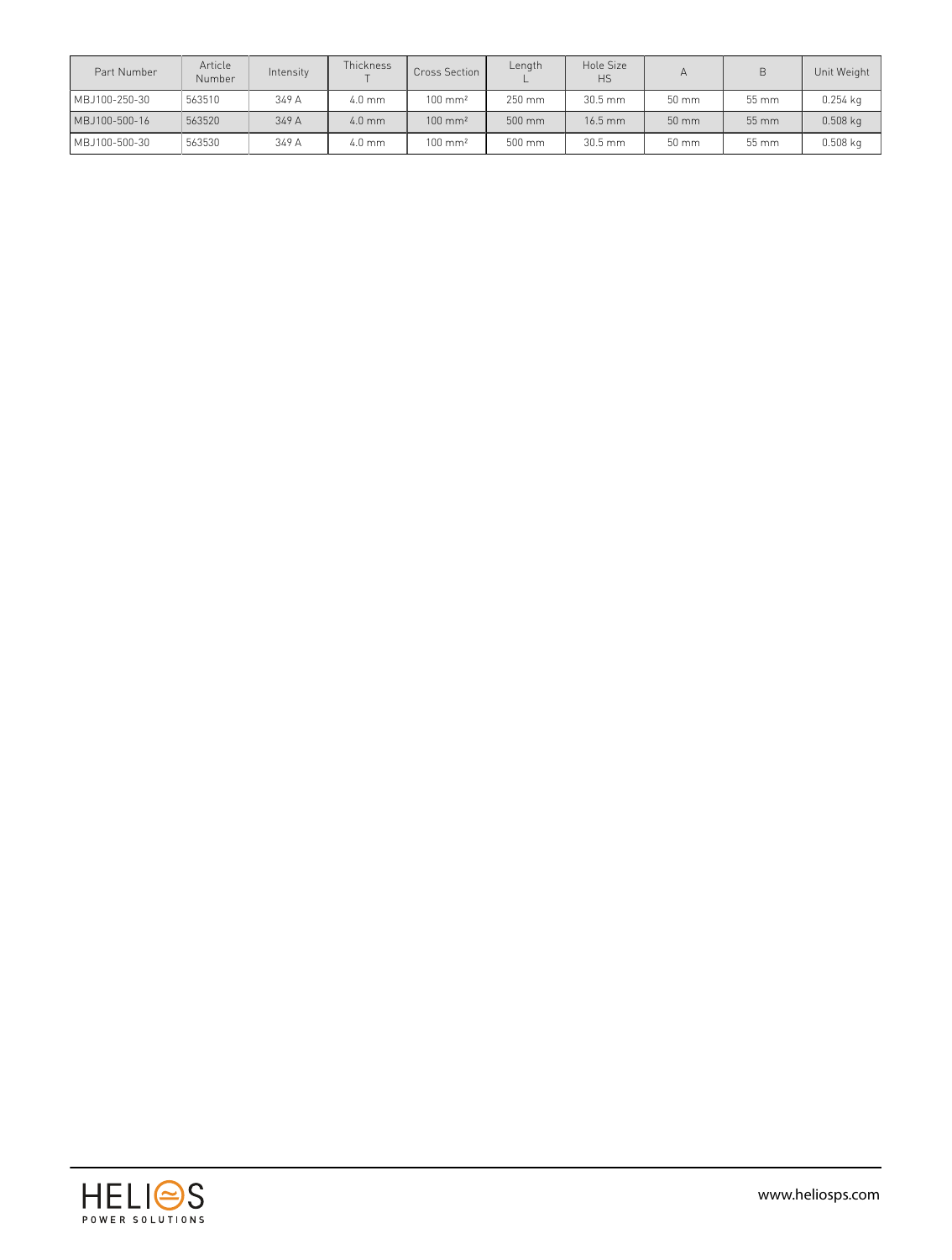| Part Number | Article Number | Intensity | Thickness T | Cross Section | Length L | Hole Size HS | A | B | Unit Weight |
|---|---|---|---|---|---|---|---|---|---|
| MBJ100-250-30 | 563510 | 349 A | 4.0 mm | 100 mm² | 250 mm | 30.5 mm | 50 mm | 55 mm | 0.254 kg |
| MBJ100-500-16 | 563520 | 349 A | 4.0 mm | 100 mm² | 500 mm | 16.5 mm | 50 mm | 55 mm | 0.508 kg |
| MBJ100-500-30 | 563530 | 349 A | 4.0 mm | 100 mm² | 500 mm | 30.5 mm | 50 mm | 55 mm | 0.508 kg |